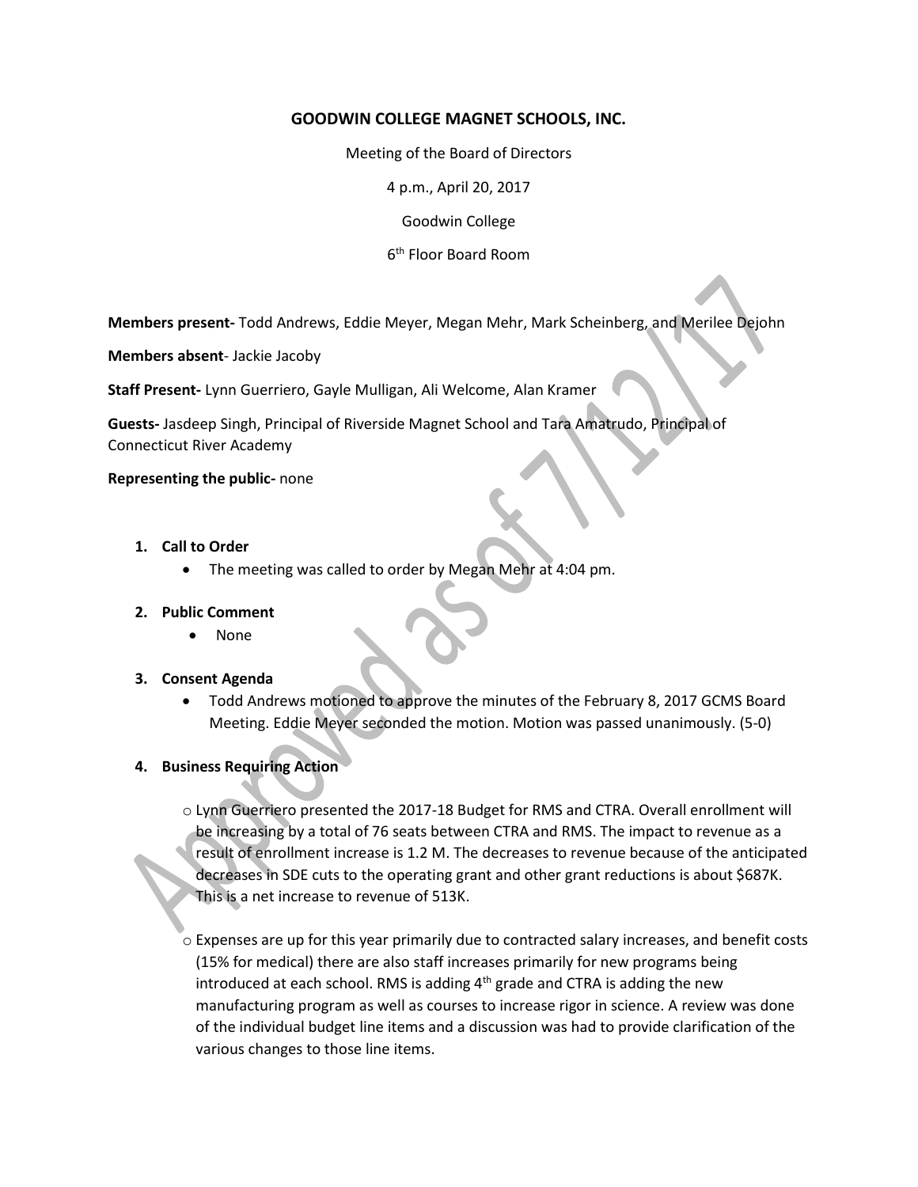# GOODWIN COLLEGE MAGNET SCHOOLS, INC.

Meeting of the Board of Directors

4 p.m., April 20, 2017

Goodwin College

6th Floor Board Room

Approved as of 7/12/17

**Members present-** Todd Andrews, Eddie Meyer, Megan Mehr, Mark Scheinberg, and Merilee Dejohn

**Members absent**- Jackie Jacoby

**Staff Present-** Lynn Guerriero, Gayle Mulligan, Ali Welcome, Alan Kramer

**Guests-** Jasdeep Singh, Principal of Riverside Magnet School and Tara Amatrudo, Principal of Connecticut River Academy

**Representing the public-** none

1. **Call to Order**
   - The meeting was called to order by Megan Mehr at 4:04 pm.

2. **Public Comment**
   - None

3. **Consent Agenda**
   - Todd Andrews motioned to approve the minutes of the February 8, 2017 GCMS Board Meeting. Eddie Meyer seconded the motion. Motion was passed unanimously. (5-0)

4. **Business Requiring Action**
   - Lynn Guerriero presented the 2017-18 Budget for RMS and CTRA. Overall enrollment will be increasing by a total of 76 seats between CTRA and RMS. The impact to revenue as a result of enrollment increase is 1.2 M. The decreases to revenue because of the anticipated decreases in SDE cuts to the operating grant and other grant reductions is about $687K. This is a net increase to revenue of 513K.
   - Expenses are up for this year primarily due to contracted salary increases, and benefit costs (15% for medical) there are also staff increases primarily for new programs being introduced at each school. RMS is adding 4th grade and CTRA is adding the new manufacturing program as well as courses to increase rigor in science. A review was done of the individual budget line items and a discussion was had to provide clarification of the various changes to those line items.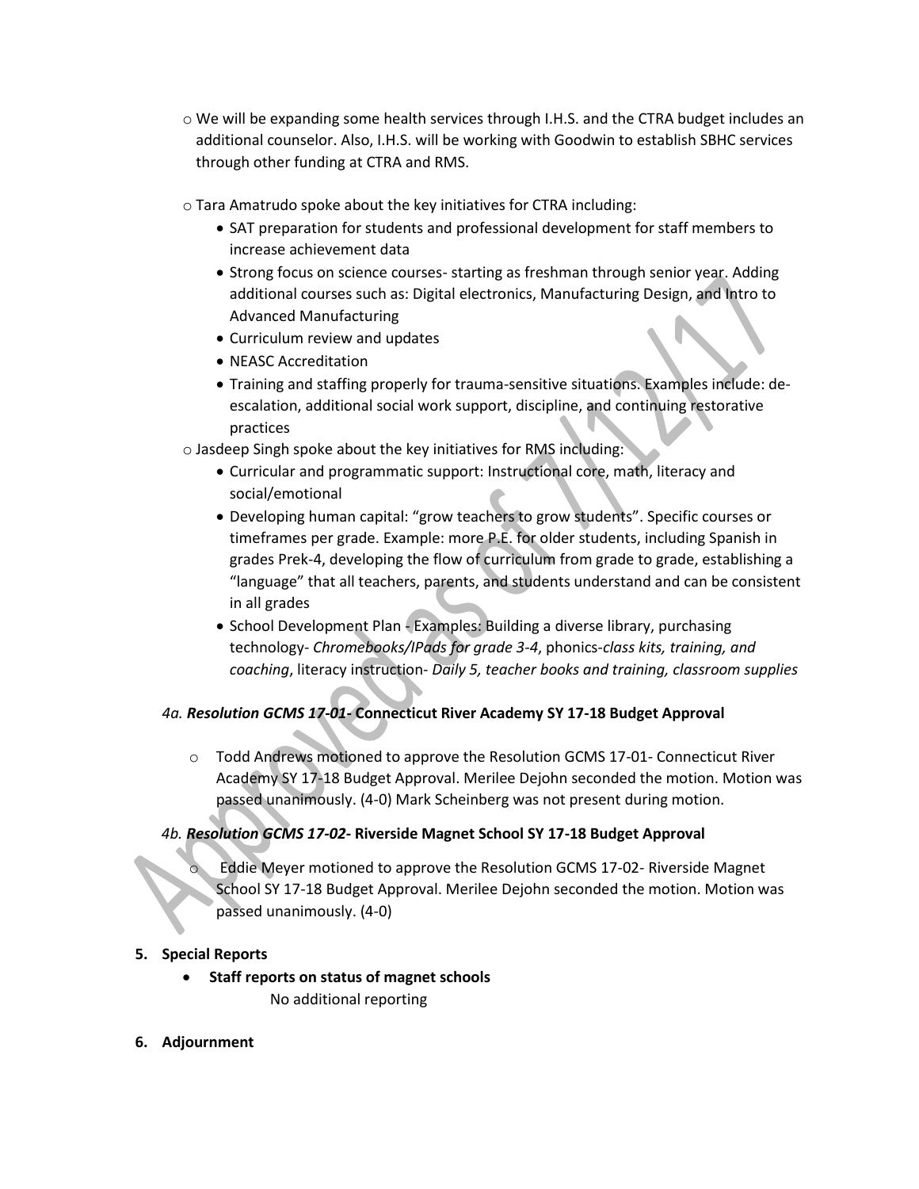- We will be expanding some health services through I.H.S. and the CTRA budget includes an additional counselor. Also, I.H.S. will be working with Goodwin to establish SBHC services through other funding at CTRA and RMS.

- Tara Amatrudo spoke about the key initiatives for CTRA including:
  - SAT preparation for students and professional development for staff members to increase achievement data
  - Strong focus on science courses- starting as freshman through senior year. Adding additional courses such as: Digital electronics, Manufacturing Design, and Intro to Advanced Manufacturing
  - Curriculum review and updates
  - NEASC Accreditation
  - Training and staffing properly for trauma-sensitive situations. Examples include: de-escalation, additional social work support, discipline, and continuing restorative practices
- Jasdeep Singh spoke about the key initiatives for RMS including:
  - Curricular and programmatic support: Instructional core, math, literacy and social/emotional
  - Developing human capital: "grow teachers to grow students". Specific courses or timeframes per grade. Example: more P.E. for older students, including Spanish in grades Prek-4, developing the flow of curriculum from grade to grade, establishing a "language" that all teachers, parents, and students understand and can be consistent in all grades
  - School Development Plan - Examples: Building a diverse library, purchasing technology- *Chromebooks/IPads for grade 3-4*, phonics-*class kits, training, and coaching*, literacy instruction- *Daily 5, teacher books and training, classroom supplies*

*4a. **Resolution GCMS 17-01-*** **Connecticut River Academy SY 17-18 Budget Approval**

- Todd Andrews motioned to approve the Resolution GCMS 17-01- Connecticut River Academy SY 17-18 Budget Approval. Merilee Dejohn seconded the motion. Motion was passed unanimously. (4-0) Mark Scheinberg was not present during motion.

*4b. **Resolution GCMS 17-02*** **- Riverside Magnet School SY 17-18 Budget Approval**

- Eddie Meyer motioned to approve the Resolution GCMS 17-02- Riverside Magnet School SY 17-18 Budget Approval. Merilee Dejohn seconded the motion. Motion was passed unanimously. (4-0)

**5. Special Reports**

- **Staff reports on status of magnet schools**

  No additional reporting

**6. Adjournment**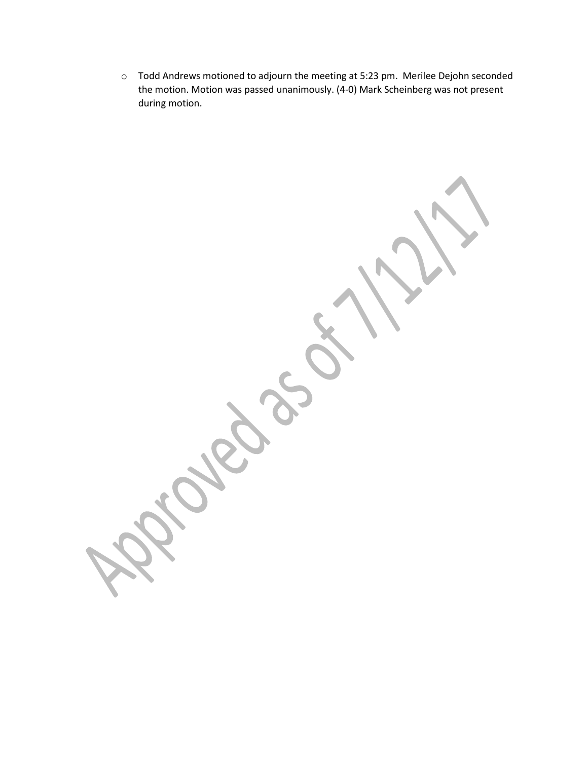- Todd Andrews motioned to adjourn the meeting at 5:23 pm. Merilee Dejohn seconded the motion. Motion was passed unanimously. (4-0) Mark Scheinberg was not present during motion.

Approved as of 7/12/17